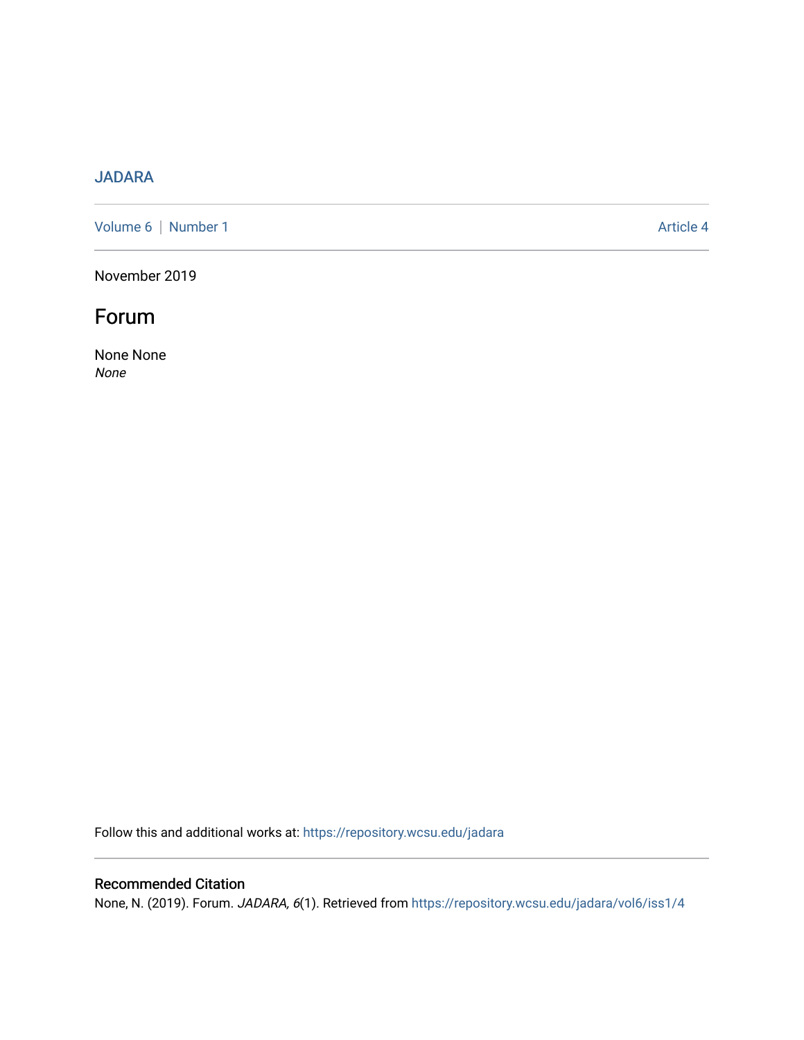JADARA

Volume 6 | Number 1 Article 4

November 2019

# Forum

None None
*None*

Follow this and additional works at: https://repository.wcsu.edu/jadara

## Recommended Citation

None, N. (2019). Forum. *JADARA, 6*(1). Retrieved from https://repository.wcsu.edu/jadara/vol6/iss1/4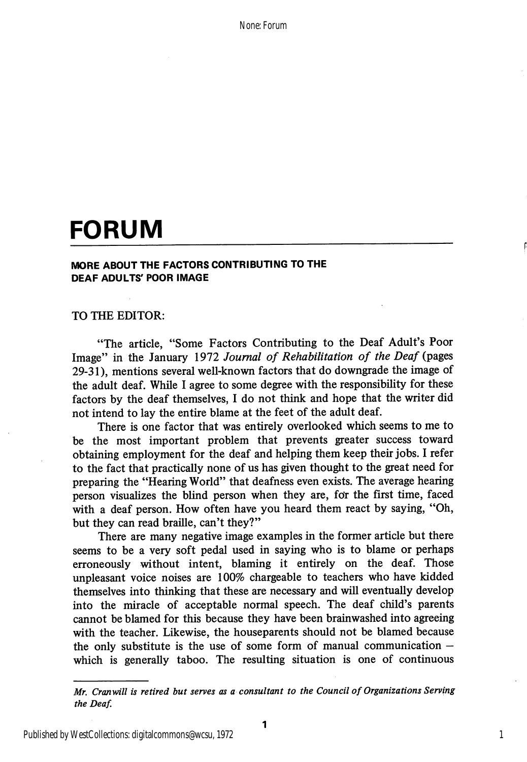# FORUM

## MORE ABOUT THE FACTORS CONTRIBUTING TO THE DEAF ADULTS' POOR IMAGE

TO THE EDITOR:

"The article, "Some Factors Contributing to the Deaf Adult's Poor Image" in the January 1972 *Journal of Rehabilitation of the Deaf* (pages 29-31), mentions several well-known factors that do downgrade the image of the adult deaf. While I agree to some degree with the responsibility for these factors by the deaf themselves, I do not think and hope that the writer did not intend to lay the entire blame at the feet of the adult deaf.

There is one factor that was entirely overlooked which seems to me to be the most important problem that prevents greater success toward obtaining employment for the deaf and helping them keep their jobs. I refer to the fact that practically none of us has given thought to the great need for preparing the "Hearing World" that deafness even exists. The average hearing person visualizes the blind person when they are, for the first time, faced with a deaf person. How often have you heard them react by saying, "Oh, but they can read braille, can't they?"

There are many negative image examples in the former article but there seems to be a very soft pedal used in saying who is to blame or perhaps erroneously without intent, blaming it entirely on the deaf. Those unpleasant voice noises are 100% chargeable to teachers who have kidded themselves into thinking that these are necessary and will eventually develop into the miracle of acceptable normal speech. The deaf child's parents cannot be blamed for this because they have been brainwashed into agreeing with the teacher. Likewise, the houseparents should not be blamed because the only substitute is the use of some form of manual communication – which is generally taboo. The resulting situation is one of continuous

---

*Mr. Cranwill is retired but serves as a consultant to the Council of Organizations Serving the Deaf.*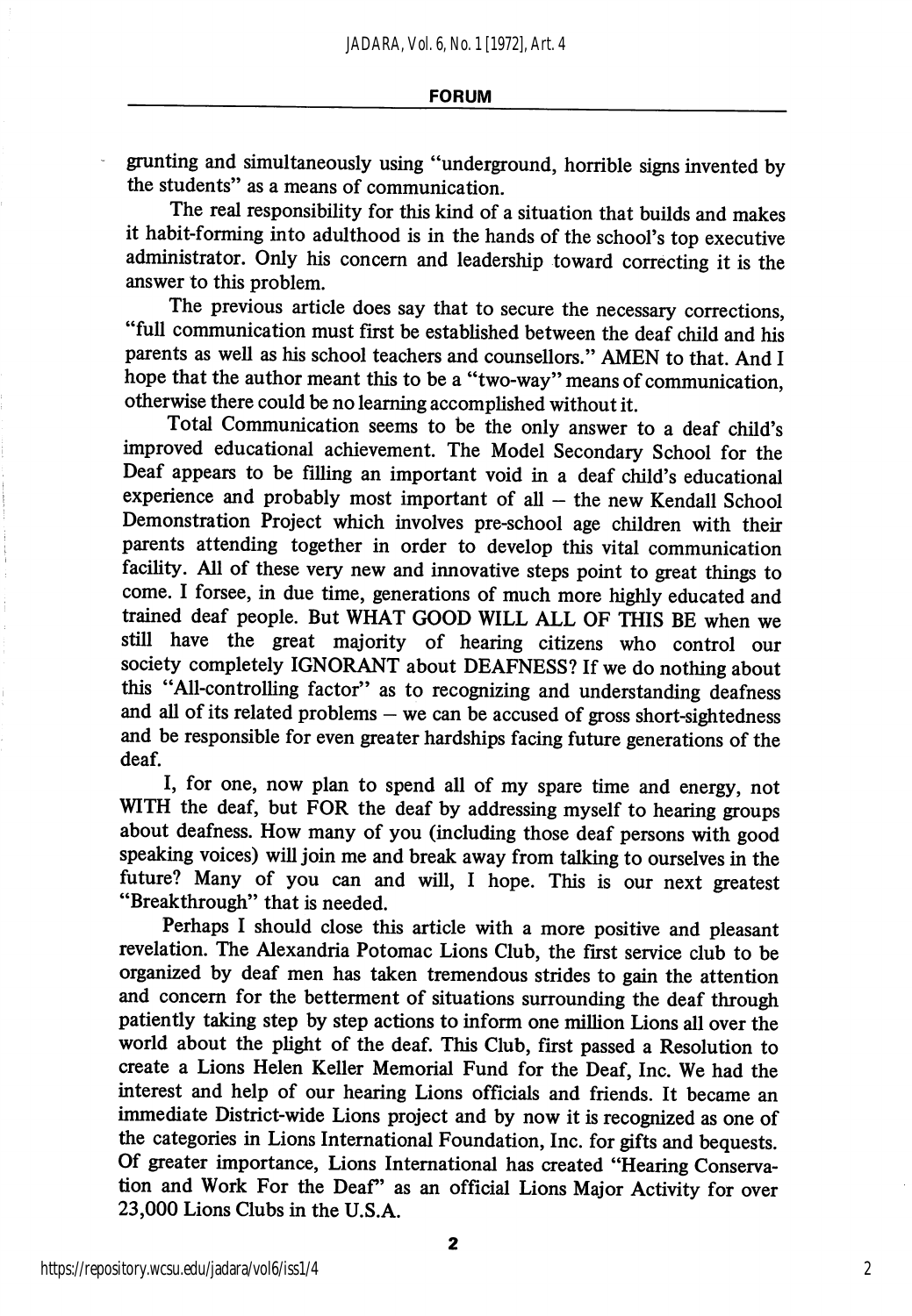grunting and simultaneously using "underground, horrible signs invented by the students" as a means of communication.

The real responsibility for this kind of a situation that builds and makes it habit-forming into adulthood is in the hands of the school's top executive administrator. Only his concern and leadership toward correcting it is the answer to this problem.

The previous article does say that to secure the necessary corrections, "full communication must first be established between the deaf child and his parents as well as his school teachers and counsellors." AMEN to that. And I hope that the author meant this to be a "two-way" means of communication, otherwise there could be no learning accomplished without it.

Total Communication seems to be the only answer to a deaf child's improved educational achievement. The Model Secondary School for the Deaf appears to be filling an important void in a deaf child's educational experience and probably most important of all – the new Kendall School Demonstration Project which involves pre-school age children with their parents attending together in order to develop this vital communication facility. All of these very new and innovative steps point to great things to come. I forsee, in due time, generations of much more highly educated and trained deaf people. But WHAT GOOD WILL ALL OF THIS BE when we still have the great majority of hearing citizens who control our society completely IGNORANT about DEAFNESS? If we do nothing about this "All-controlling factor" as to recognizing and understanding deafness and all of its related problems – we can be accused of gross short-sightedness and be responsible for even greater hardships facing future generations of the deaf.

I, for one, now plan to spend all of my spare time and energy, not WITH the deaf, but FOR the deaf by addressing myself to hearing groups about deafness. How many of you (including those deaf persons with good speaking voices) will join me and break away from talking to ourselves in the future? Many of you can and will, I hope. This is our next greatest "Breakthrough" that is needed.

Perhaps I should close this article with a more positive and pleasant revelation. The Alexandria Potomac Lions Club, the first service club to be organized by deaf men has taken tremendous strides to gain the attention and concern for the betterment of situations surrounding the deaf through patiently taking step by step actions to inform one million Lions all over the world about the plight of the deaf. This Club, first passed a Resolution to create a Lions Helen Keller Memorial Fund for the Deaf, Inc. We had the interest and help of our hearing Lions officials and friends. It became an immediate District-wide Lions project and by now it is recognized as one of the categories in Lions International Foundation, Inc. for gifts and bequests. Of greater importance, Lions International has created "Hearing Conservation and Work For the Deaf" as an official Lions Major Activity for over 23,000 Lions Clubs in the U.S.A.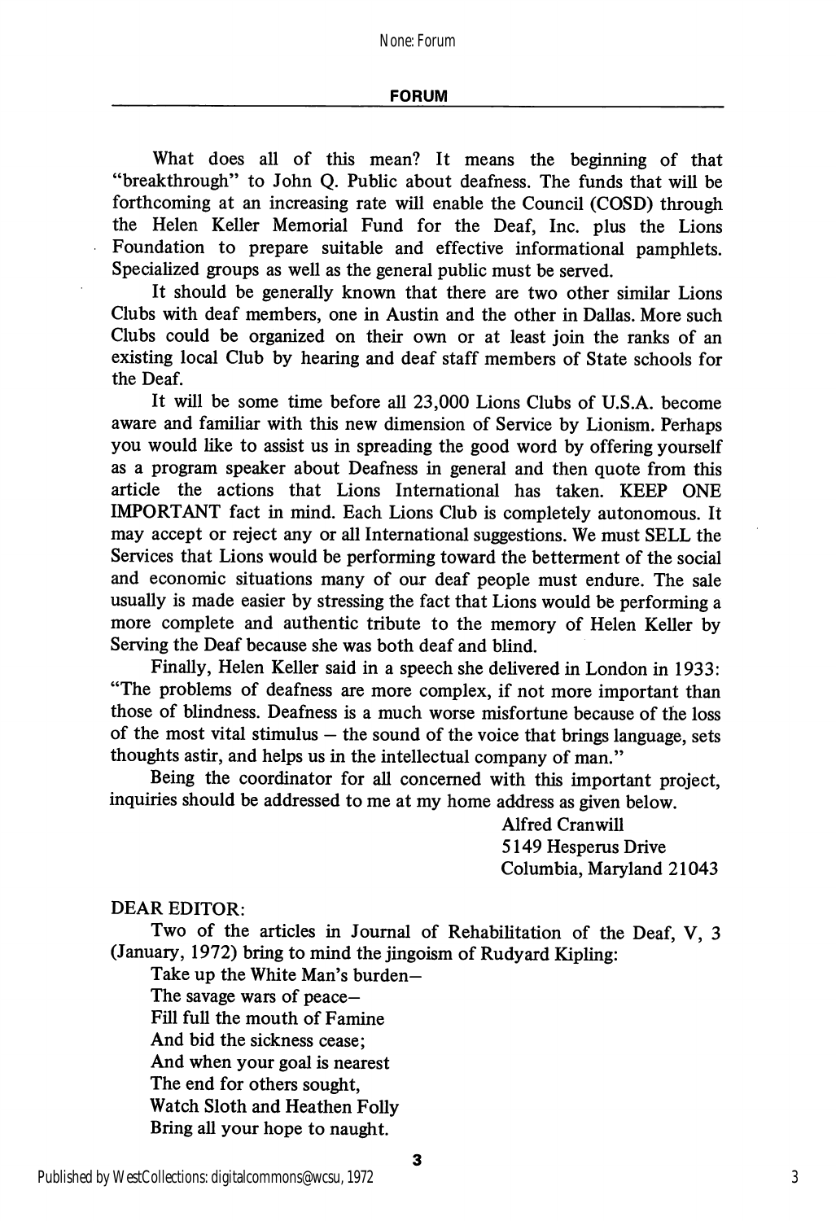What does all of this mean? It means the beginning of that "breakthrough" to John Q. Public about deafness. The funds that will be forthcoming at an increasing rate will enable the Council (COSD) through the Helen Keller Memorial Fund for the Deaf, Inc. plus the Lions Foundation to prepare suitable and effective informational pamphlets. Specialized groups as well as the general public must be served.

It should be generally known that there are two other similar Lions Clubs with deaf members, one in Austin and the other in Dallas. More such Clubs could be organized on their own or at least join the ranks of an existing local Club by hearing and deaf staff members of State schools for the Deaf.

It will be some time before all 23,000 Lions Clubs of U.S.A. become aware and familiar with this new dimension of Service by Lionism. Perhaps you would like to assist us in spreading the good word by offering yourself as a program speaker about Deafness in general and then quote from this article the actions that Lions International has taken. KEEP ONE IMPORTANT fact in mind. Each Lions Club is completely autonomous. It may accept or reject any or all International suggestions. We must SELL the Services that Lions would be performing toward the betterment of the social and economic situations many of our deaf people must endure. The sale usually is made easier by stressing the fact that Lions would be performing a more complete and authentic tribute to the memory of Helen Keller by Serving the Deaf because she was both deaf and blind.

Finally, Helen Keller said in a speech she delivered in London in 1933: "The problems of deafness are more complex, if not more important than those of blindness. Deafness is a much worse misfortune because of the loss of the most vital stimulus – the sound of the voice that brings language, sets thoughts astir, and helps us in the intellectual company of man."

Being the coordinator for all concerned with this important project, inquiries should be addressed to me at my home address as given below.

Alfred Cranwill
5149 Hesperus Drive
Columbia, Maryland 21043

DEAR EDITOR:

Two of the articles in Journal of Rehabilitation of the Deaf, V, 3 (January, 1972) bring to mind the jingoism of Rudyard Kipling:

Take up the White Man's burden–
The savage wars of peace–
Fill full the mouth of Famine
And bid the sickness cease;
And when your goal is nearest
The end for others sought,
Watch Sloth and Heathen Folly
Bring all your hope to naught.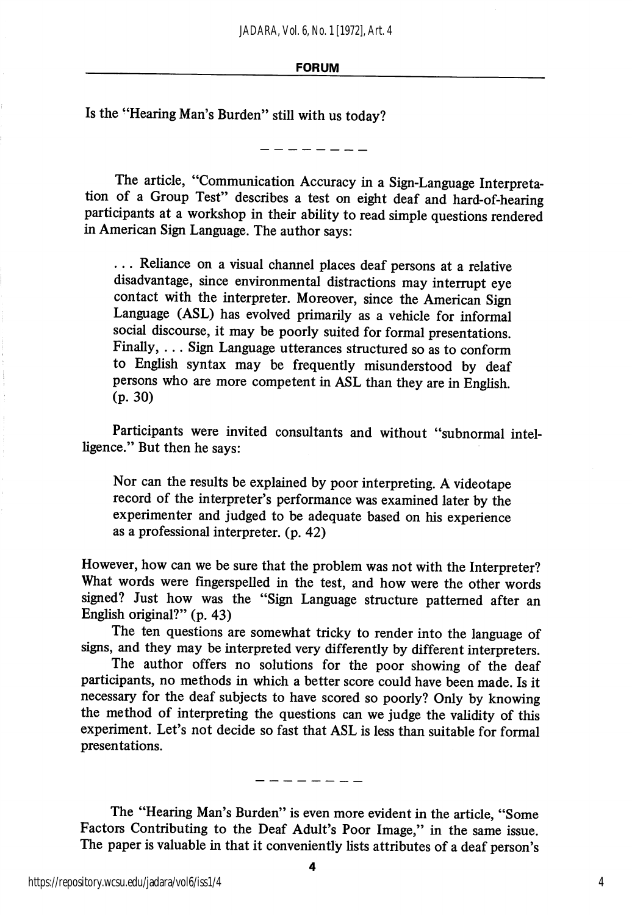## FORUM

Is the "Hearing Man's Burden" still with us today?

— — — — — — — —

The article, "Communication Accuracy in a Sign-Language Interpretation of a Group Test" describes a test on eight deaf and hard-of-hearing participants at a workshop in their ability to read simple questions rendered in American Sign Language. The author says:

> . . . Reliance on a visual channel places deaf persons at a relative disadvantage, since environmental distractions may interrupt eye contact with the interpreter. Moreover, since the American Sign Language (ASL) has evolved primarily as a vehicle for informal social discourse, it may be poorly suited for formal presentations. Finally, . . . Sign Language utterances structured so as to conform to English syntax may be frequently misunderstood by deaf persons who are more competent in ASL than they are in English. (p. 30)

Participants were invited consultants and without "subnormal intelligence." But then he says:

> Nor can the results be explained by poor interpreting. A videotape record of the interpreter's performance was examined later by the experimenter and judged to be adequate based on his experience as a professional interpreter. (p. 42)

However, how can we be sure that the problem was not with the Interpreter? What words were fingerspelled in the test, and how were the other words signed? Just how was the "Sign Language structure patterned after an English original?" (p. 43)

The ten questions are somewhat tricky to render into the language of signs, and they may be interpreted very differently by different interpreters.

The author offers no solutions for the poor showing of the deaf participants, no methods in which a better score could have been made. Is it necessary for the deaf subjects to have scored so poorly? Only by knowing the method of interpreting the questions can we judge the validity of this experiment. Let's not decide so fast that ASL is less than suitable for formal presentations.

— — — — — — — —

The "Hearing Man's Burden" is even more evident in the article, "Some Factors Contributing to the Deaf Adult's Poor Image," in the same issue. The paper is valuable in that it conveniently lists attributes of a deaf person's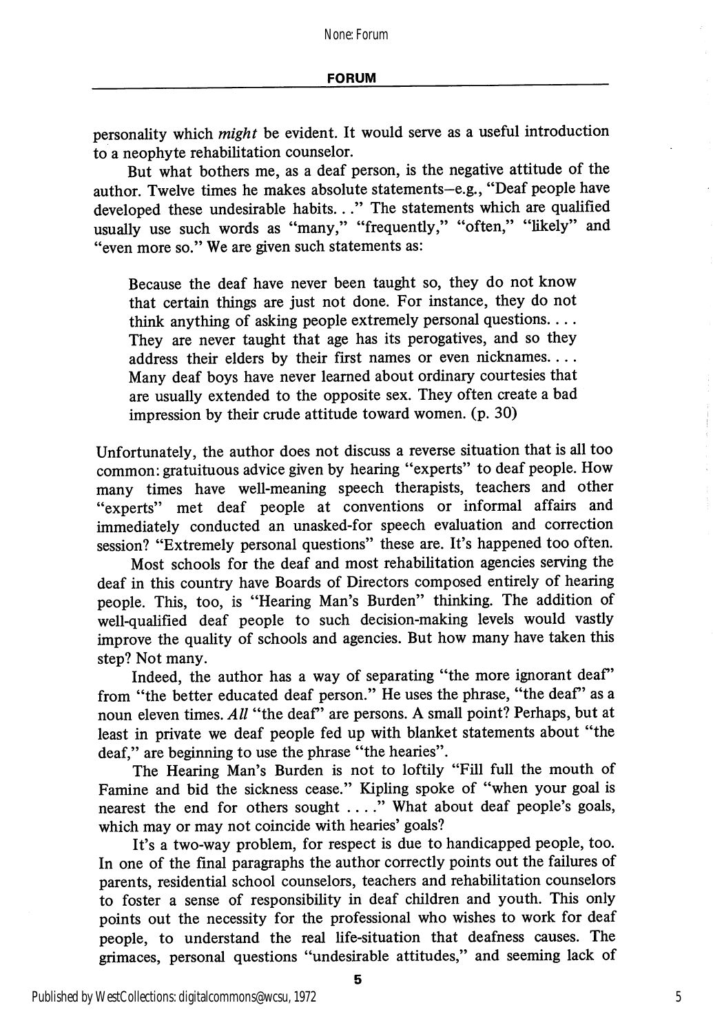personality which *might* be evident. It would serve as a useful introduction to a neophyte rehabilitation counselor.

But what bothers me, as a deaf person, is the negative attitude of the author. Twelve times he makes absolute statements—e.g., "Deaf people have developed these undesirable habits. . ." The statements which are qualified usually use such words as "many," "frequently," "often," "likely" and "even more so." We are given such statements as:

> Because the deaf have never been taught so, they do not know that certain things are just not done. For instance, they do not think anything of asking people extremely personal questions. . . . They are never taught that age has its perogatives, and so they address their elders by their first names or even nicknames. . . . Many deaf boys have never learned about ordinary courtesies that are usually extended to the opposite sex. They often create a bad impression by their crude attitude toward women. (p. 30)

Unfortunately, the author does not discuss a reverse situation that is all too common: gratuituous advice given by hearing "experts" to deaf people. How many times have well-meaning speech therapists, teachers and other "experts" met deaf people at conventions or informal affairs and immediately conducted an unasked-for speech evaluation and correction session? "Extremely personal questions" these are. It's happened too often.

Most schools for the deaf and most rehabilitation agencies serving the deaf in this country have Boards of Directors composed entirely of hearing people. This, too, is "Hearing Man's Burden" thinking. The addition of well-qualified deaf people to such decision-making levels would vastly improve the quality of schools and agencies. But how many have taken this step? Not many.

Indeed, the author has a way of separating "the more ignorant deaf" from "the better educated deaf person." He uses the phrase, "the deaf" as a noun eleven times. *All* "the deaf" are persons. A small point? Perhaps, but at least in private we deaf people fed up with blanket statements about "the deaf," are beginning to use the phrase "the hearies".

The Hearing Man's Burden is not to loftily "Fill full the mouth of Famine and bid the sickness cease." Kipling spoke of "when your goal is nearest the end for others sought . . . ." What about deaf people's goals, which may or may not coincide with hearies' goals?

It's a two-way problem, for respect is due to handicapped people, too. In one of the final paragraphs the author correctly points out the failures of parents, residential school counselors, teachers and rehabilitation counselors to foster a sense of responsibility in deaf children and youth. This only points out the necessity for the professional who wishes to work for deaf people, to understand the real life-situation that deafness causes. The grimaces, personal questions "undesirable attitudes," and seeming lack of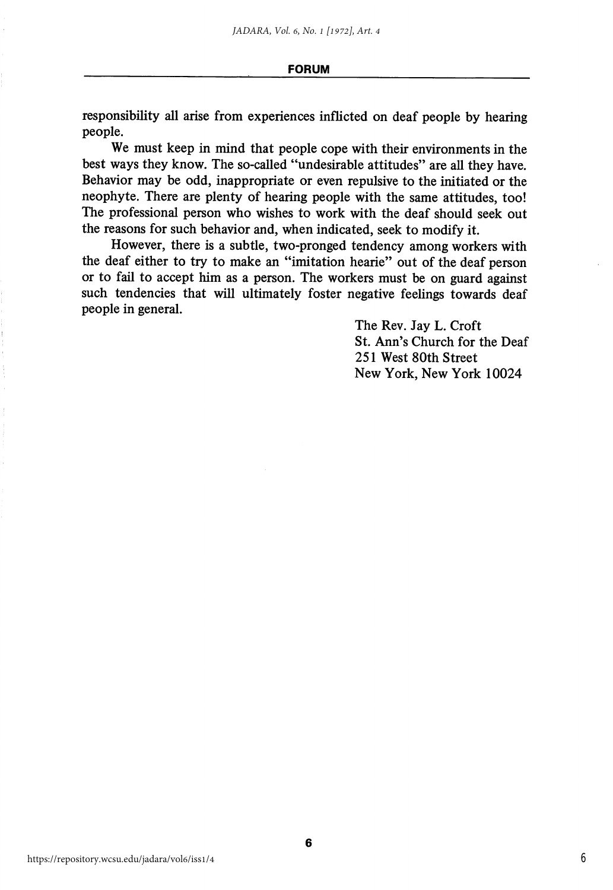responsibility all arise from experiences inflicted on deaf people by hearing people.

We must keep in mind that people cope with their environments in the best ways they know. The so-called "undesirable attitudes" are all they have. Behavior may be odd, inappropriate or even repulsive to the initiated or the neophyte. There are plenty of hearing people with the same attitudes, too! The professional person who wishes to work with the deaf should seek out the reasons for such behavior and, when indicated, seek to modify it.

However, there is a subtle, two-pronged tendency among workers with the deaf either to try to make an "imitation hearie" out of the deaf person or to fail to accept him as a person. The workers must be on guard against such tendencies that will ultimately foster negative feelings towards deaf people in general.

The Rev. Jay L. Croft
St. Ann's Church for the Deaf
251 West 80th Street
New York, New York 10024